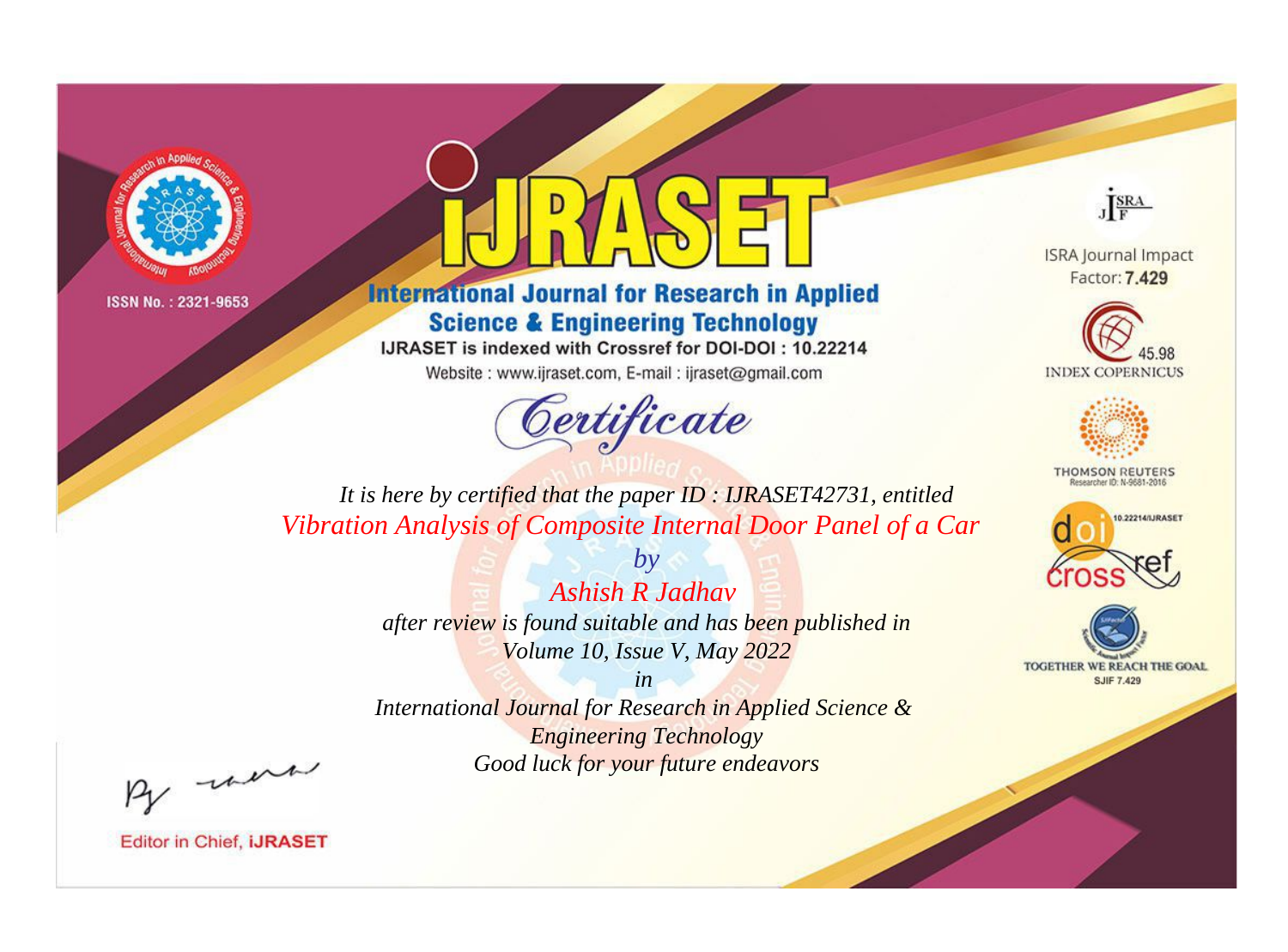ISSN No. : 2321-9653

# iJRASET

## International Journal for Research in Applied Science & Engineering Technology

IJRASET is indexed with Crossref for DOI-DOI : 10.22214

Website : www.ijraset.com, E-mail : ijraset@gmail.com

ISRA Journal Impact Factor: **7.429**

45.98 INDEX COPERNICUS

THOMSON REUTERS Researcher ID: N-9681-2016

10.22214/IJRASET

TOGETHER WE REACH THE GOAL SJIF 7.429

*Certificate*

*It is here by certified that the paper ID : IJRASET42731, entitled*

*Vibration Analysis of Composite Internal Door Panel of a Car*

*by*

*Ashish R Jadhav*

*after review is found suitable and has been published in*

*Volume 10, Issue V, May 2022*

*in*

*International Journal for Research in Applied Science & Engineering Technology*

*Good luck for your future endeavors*

Editor in Chief, **iJRASET**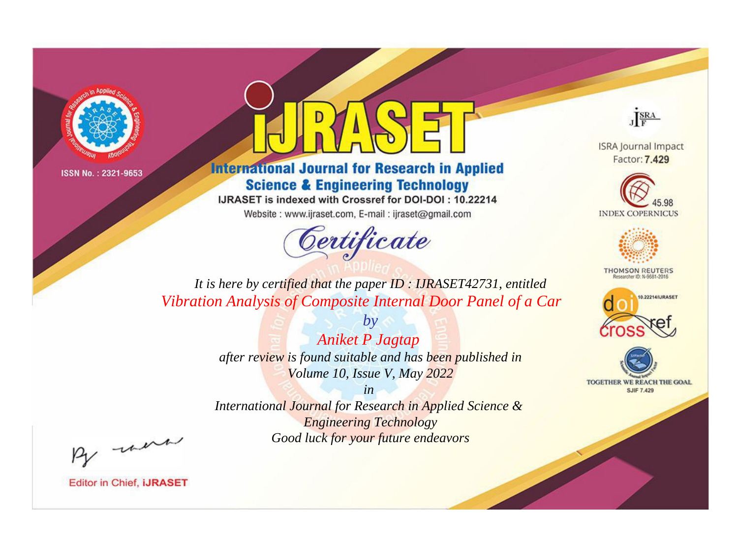ISSN No. : 2321-9653

# IJRASET

## International Journal for Research in Applied Science & Engineering Technology

IJRASET is indexed with Crossref for DOI-DOI : 10.22214

Website : www.ijraset.com, E-mail : ijraset@gmail.com

*Certificate*

*It is here by certified that the paper ID : IJRASET42731, entitled*

*Vibration Analysis of Composite Internal Door Panel of a Car*

*by*

*Aniket P Jagtap*

*after review is found suitable and has been published in*

*Volume 10, Issue V, May 2022*

*in*

*International Journal for Research in Applied Science & Engineering Technology*

*Good luck for your future endeavors*

ISRA Journal Impact Factor: **7.429**

45.98 INDEX COPERNICUS

THOMSON REUTERS Researcher ID: N-9681-2016

10.22214/IJRASET

TOGETHER WE REACH THE GOAL SJIF 7.429

Editor in Chief, **iJRASET**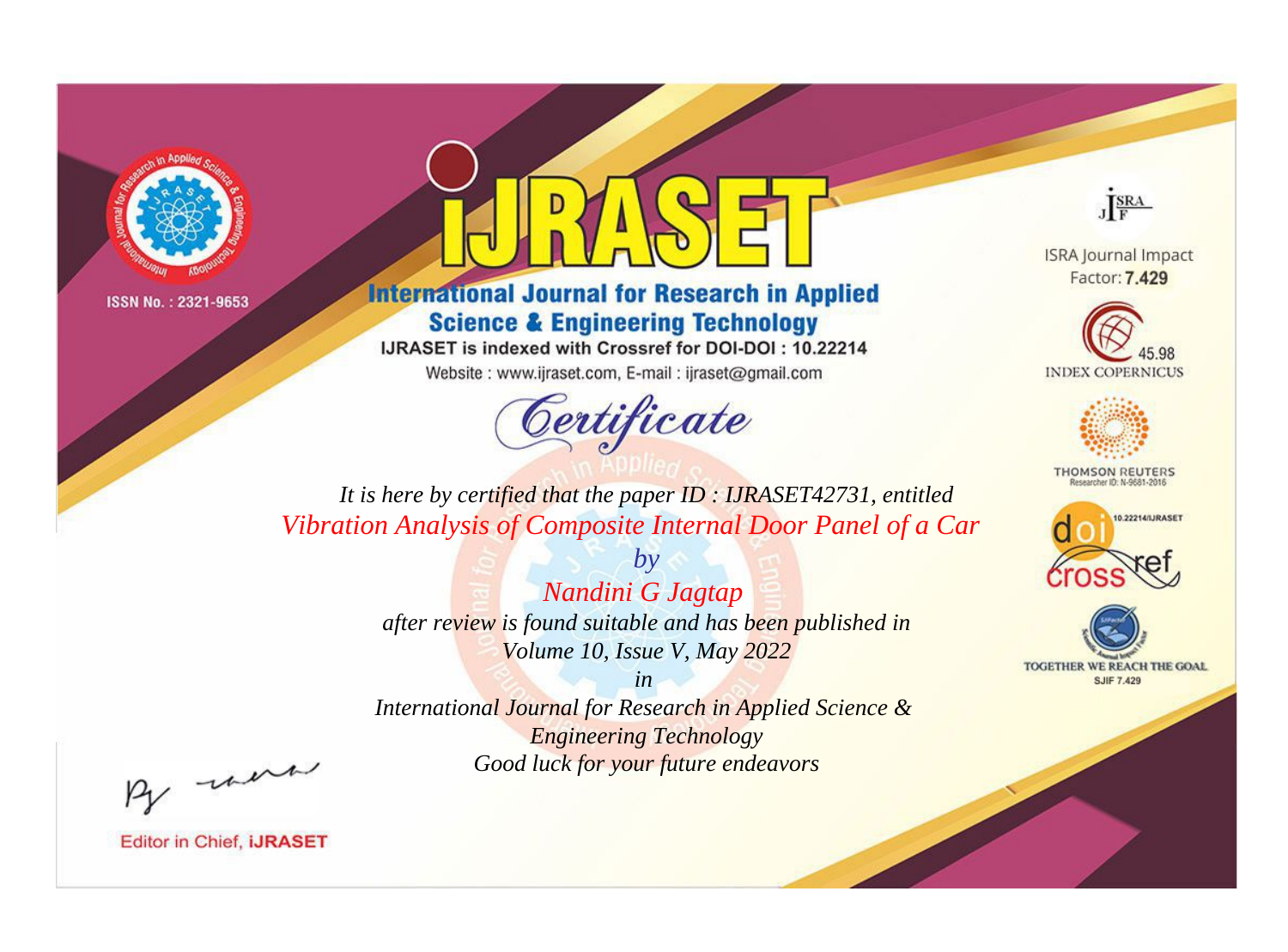ISSN No. : 2321-9653

# IJRASET

## International Journal for Research in Applied Science & Engineering Technology

IJRASET is indexed with Crossref for DOI-DOI : 10.22214

Website : www.ijraset.com, E-mail : ijraset@gmail.com

*Certificate*

*It is here by certified that the paper ID : IJRASET42731, entitled*

*Vibration Analysis of Composite Internal Door Panel of a Car*

*by*

*Nandini G Jagtap*

*after review is found suitable and has been published in*

*Volume 10, Issue V, May 2022*

*in*

*International Journal for Research in Applied Science & Engineering Technology*

*Good luck for your future endeavors*

ISRA Journal Impact Factor: **7.429**

45.98 INDEX COPERNICUS

THOMSON REUTERS Researcher ID: N-9681-2016

10.22214/IJRASET

TOGETHER WE REACH THE GOAL SJIF 7.429

Editor in Chief, **iJRASET**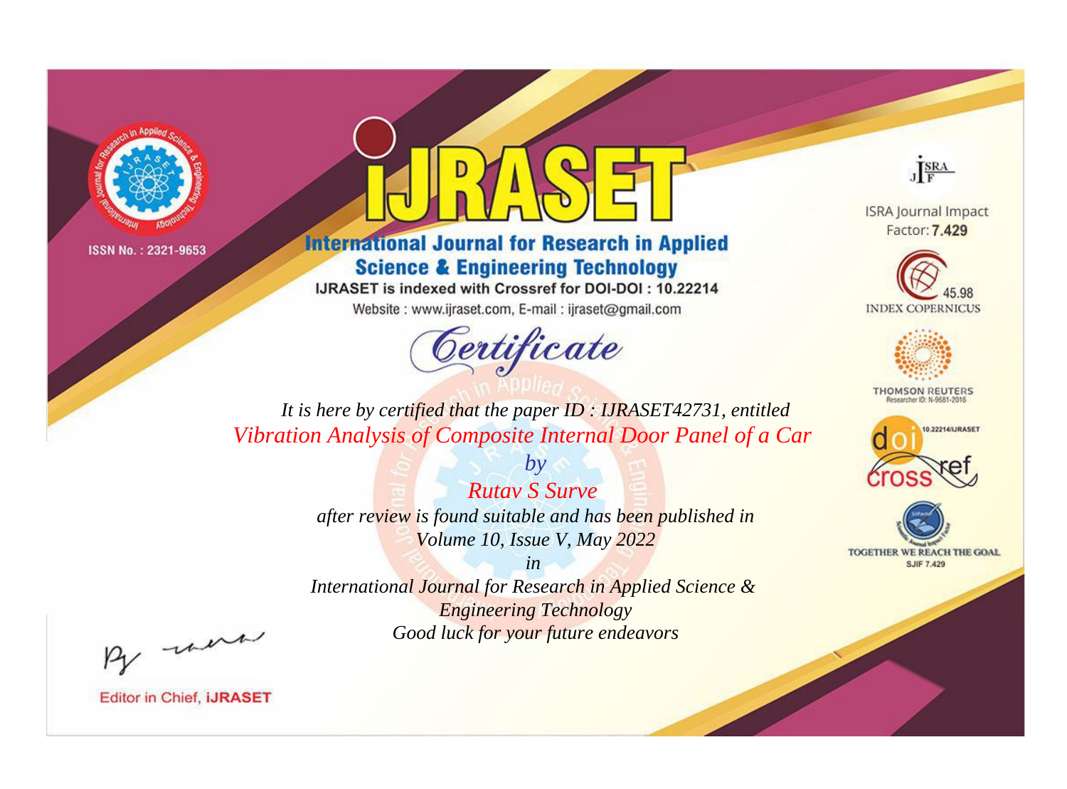ISSN No. : 2321-9653

# IJRASET

## International Journal for Research in Applied Science & Engineering Technology

IJRASET is indexed with Crossref for DOI-DOI : 10.22214

Website : www.ijraset.com, E-mail : ijraset@gmail.com

*Certificate*

*It is here by certified that the paper ID : IJRASET42731, entitled*

*Vibration Analysis of Composite Internal Door Panel of a Car*

*by*

*Rutav S Surve*

*after review is found suitable and has been published in*

*Volume 10, Issue V, May 2022*

*in*

*International Journal for Research in Applied Science & Engineering Technology*

*Good luck for your future endeavors*

ISRA Journal Impact Factor: **7.429**

45.98 INDEX COPERNICUS

THOMSON REUTERS Researcher ID: N-9681-2016

10.22214/IJRASET

doi crossref

TOGETHER WE REACH THE GOAL SJIF 7.429

Editor in Chief, **IJRASET**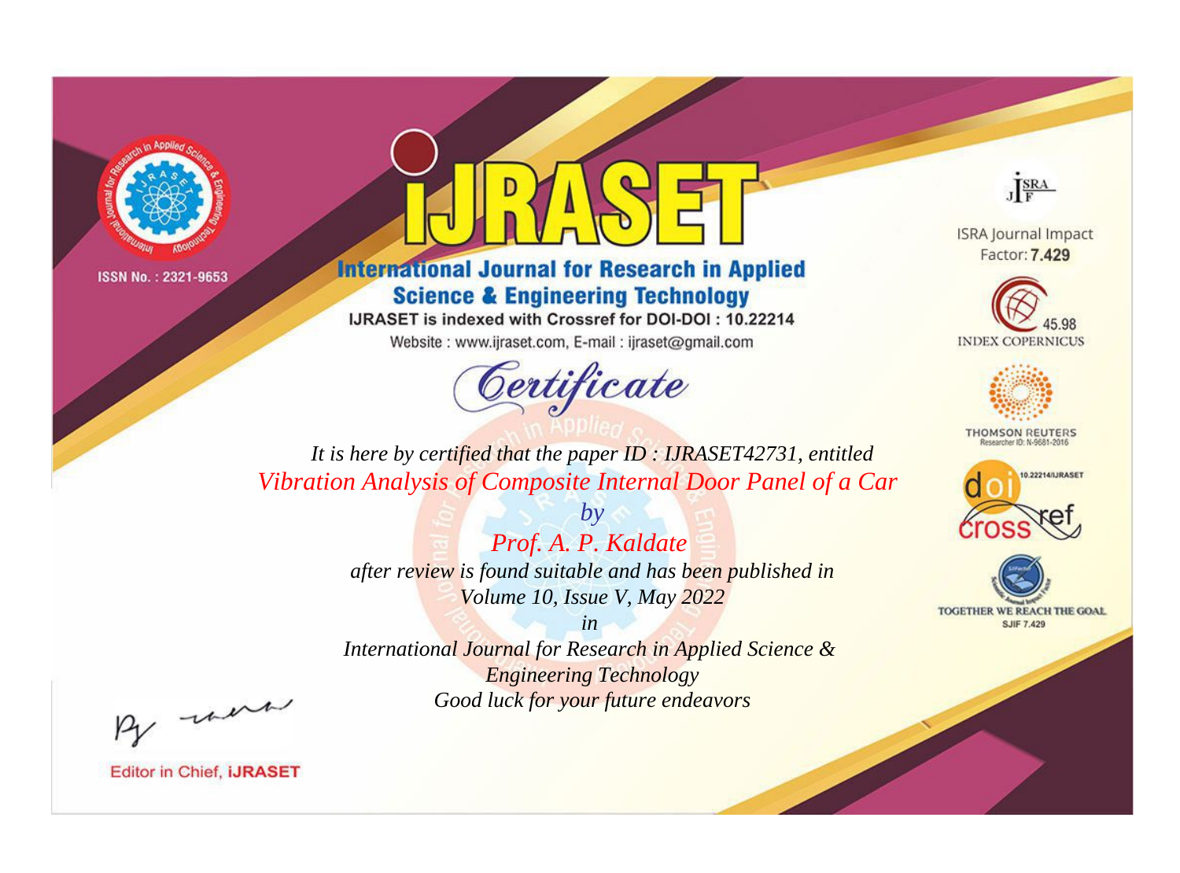ISSN No. : 2321-9653

# IJRASET

## International Journal for Research in Applied Science & Engineering Technology

IJRASET is indexed with Crossref for DOI-DOI : 10.22214

Website : www.ijraset.com, E-mail : ijraset@gmail.com

*Certificate*

*It is here by certified that the paper ID : IJRASET42731, entitled*

*Vibration Analysis of Composite Internal Door Panel of a Car*

*by*

*Prof. A. P. Kaldate*

*after review is found suitable and has been published in*

*Volume 10, Issue V, May 2022*

*in*

*International Journal for Research in Applied Science & Engineering Technology*

*Good luck for your future endeavors*

ISRA Journal Impact Factor: **7.429**

45.98 INDEX COPERNICUS

THOMSON REUTERS Researcher ID: N-9681-2016

10.22214/IJRASET

TOGETHER WE REACH THE GOAL SJIF 7.429

Editor in Chief, **IJRASET**